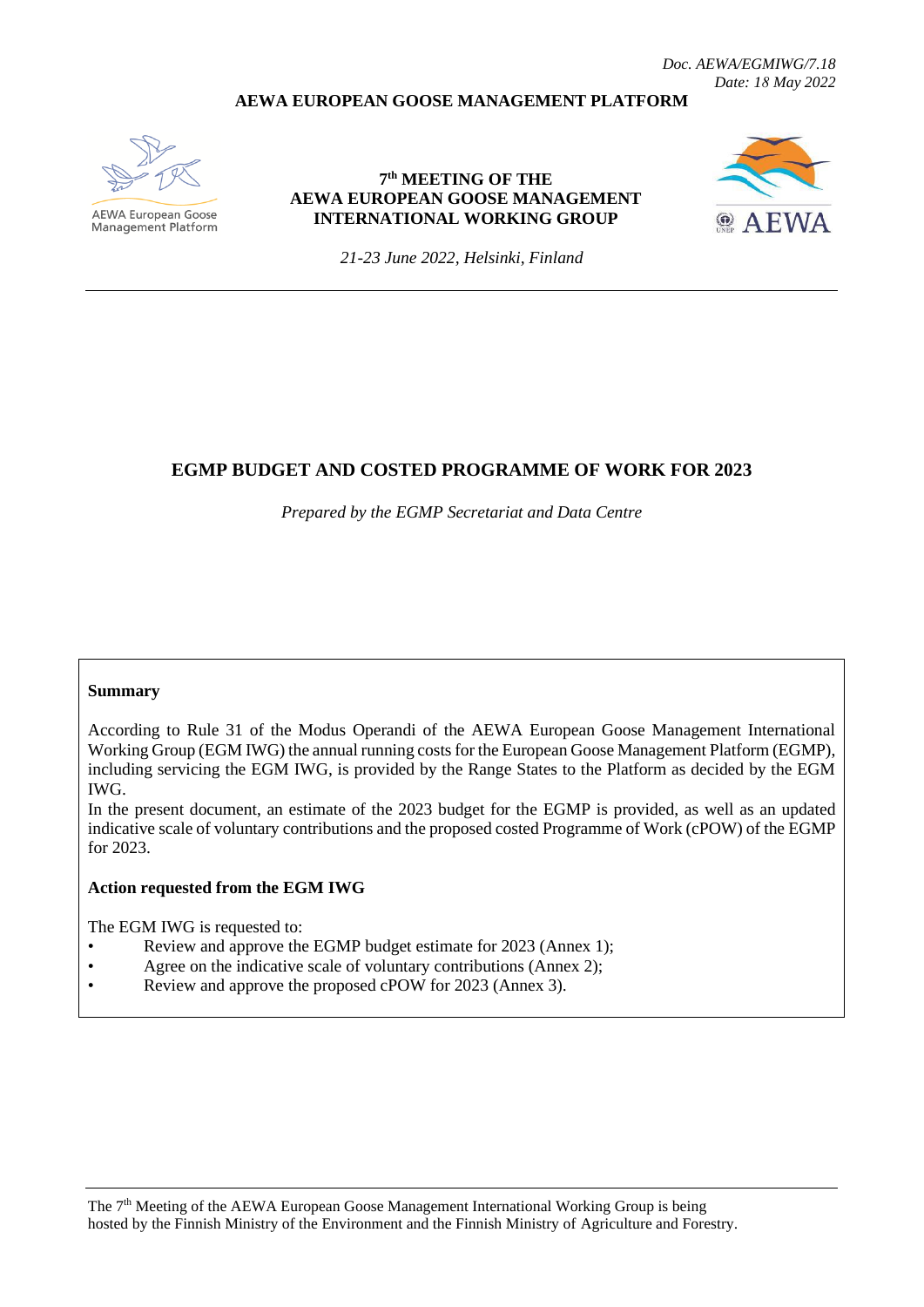*Doc. AEWA/EGMIWG/7.18*
*Date: 18 May 2022*

**AEWA EUROPEAN GOOSE MANAGEMENT PLATFORM**

AEWA European Goose Management Platform

**7th MEETING OF THE AEWA EUROPEAN GOOSE MANAGEMENT INTERNATIONAL WORKING GROUP**

*21-23 June 2022, Helsinki, Finland*

# EGMP BUDGET AND COSTED PROGRAMME OF WORK FOR 2023

*Prepared by the EGMP Secretariat and Data Centre*

**Summary**

According to Rule 31 of the Modus Operandi of the AEWA European Goose Management International Working Group (EGM IWG) the annual running costs for the European Goose Management Platform (EGMP), including servicing the EGM IWG, is provided by the Range States to the Platform as decided by the EGM IWG.

In the present document, an estimate of the 2023 budget for the EGMP is provided, as well as an updated indicative scale of voluntary contributions and the proposed costed Programme of Work (cPOW) of the EGMP for 2023.

**Action requested from the EGM IWG**

The EGM IWG is requested to:

- Review and approve the EGMP budget estimate for 2023 (Annex 1);
- Agree on the indicative scale of voluntary contributions (Annex 2);
- Review and approve the proposed cPOW for 2023 (Annex 3).

The 7th Meeting of the AEWA European Goose Management International Working Group is being hosted by the Finnish Ministry of the Environment and the Finnish Ministry of Agriculture and Forestry.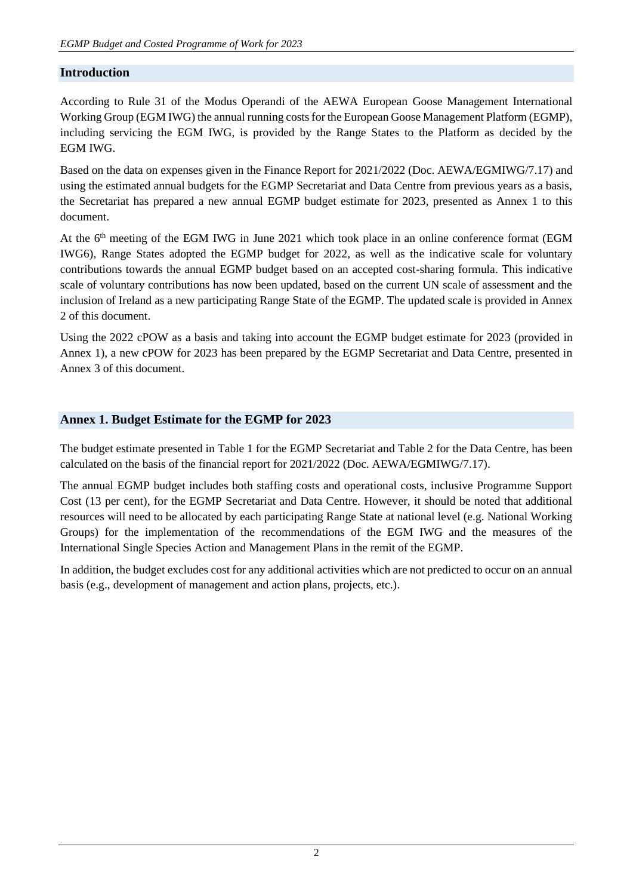## Introduction

According to Rule 31 of the Modus Operandi of the AEWA European Goose Management International Working Group (EGM IWG) the annual running costs for the European Goose Management Platform (EGMP), including servicing the EGM IWG, is provided by the Range States to the Platform as decided by the EGM IWG.

Based on the data on expenses given in the Finance Report for 2021/2022 (Doc. AEWA/EGMIWG/7.17) and using the estimated annual budgets for the EGMP Secretariat and Data Centre from previous years as a basis, the Secretariat has prepared a new annual EGMP budget estimate for 2023, presented as Annex 1 to this document.

At the 6th meeting of the EGM IWG in June 2021 which took place in an online conference format (EGM IWG6), Range States adopted the EGMP budget for 2022, as well as the indicative scale for voluntary contributions towards the annual EGMP budget based on an accepted cost-sharing formula. This indicative scale of voluntary contributions has now been updated, based on the current UN scale of assessment and the inclusion of Ireland as a new participating Range State of the EGMP. The updated scale is provided in Annex 2 of this document.

Using the 2022 cPOW as a basis and taking into account the EGMP budget estimate for 2023 (provided in Annex 1), a new cPOW for 2023 has been prepared by the EGMP Secretariat and Data Centre, presented in Annex 3 of this document.

## Annex 1. Budget Estimate for the EGMP for 2023

The budget estimate presented in Table 1 for the EGMP Secretariat and Table 2 for the Data Centre, has been calculated on the basis of the financial report for 2021/2022 (Doc. AEWA/EGMIWG/7.17).

The annual EGMP budget includes both staffing costs and operational costs, inclusive Programme Support Cost (13 per cent), for the EGMP Secretariat and Data Centre. However, it should be noted that additional resources will need to be allocated by each participating Range State at national level (e.g. National Working Groups) for the implementation of the recommendations of the EGM IWG and the measures of the International Single Species Action and Management Plans in the remit of the EGMP.

In addition, the budget excludes cost for any additional activities which are not predicted to occur on an annual basis (e.g., development of management and action plans, projects, etc.).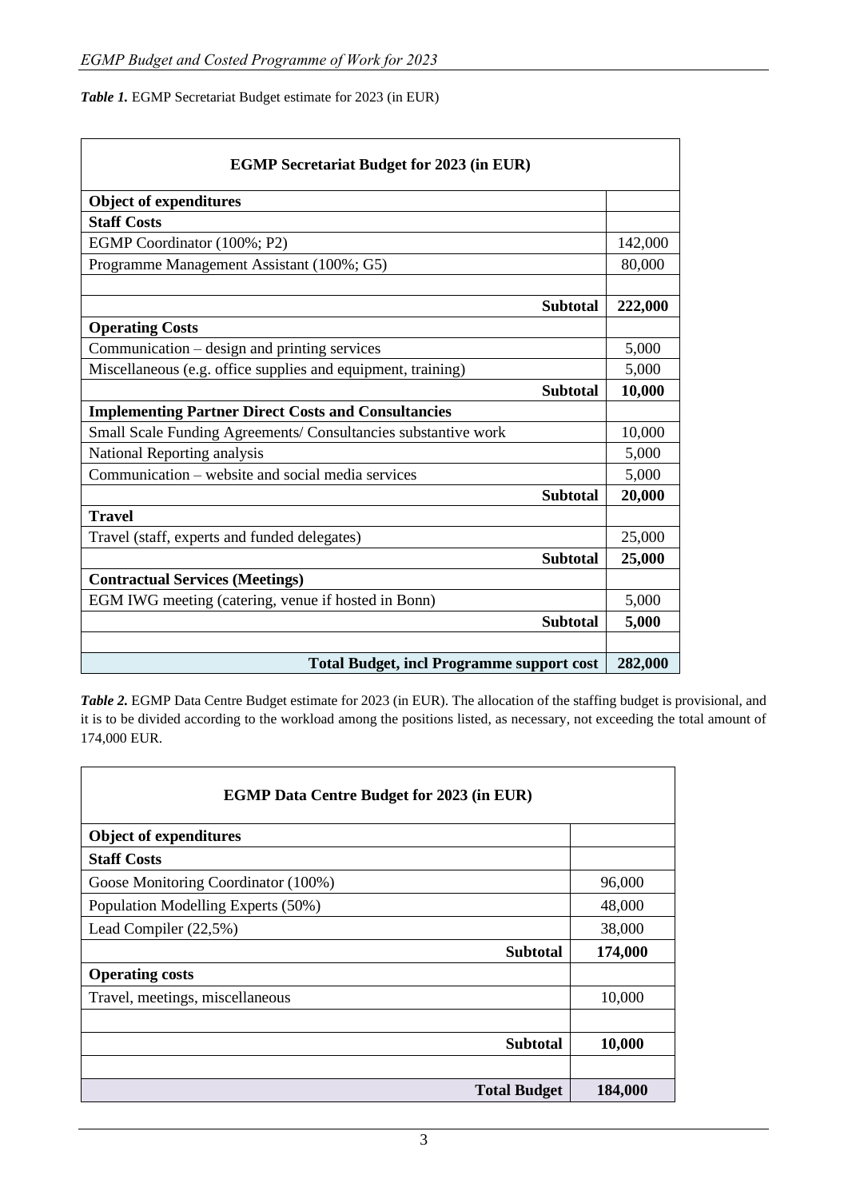*Table 1.* EGMP Secretariat Budget estimate for 2023 (in EUR)

| EGMP Secretariat Budget for 2023 (in EUR) | |
|---|---|
| **Object of expenditures** | |
| **Staff Costs** | |
| EGMP Coordinator (100%; P2) | 142,000 |
| Programme Management Assistant (100%; G5) | 80,000 |
| | |
| **Subtotal** | **222,000** |
| **Operating Costs** | |
| Communication – design and printing services | 5,000 |
| Miscellaneous (e.g. office supplies and equipment, training) | 5,000 |
| **Subtotal** | **10,000** |
| **Implementing Partner Direct Costs and Consultancies** | |
| Small Scale Funding Agreements/ Consultancies substantive work | 10,000 |
| National Reporting analysis | 5,000 |
| Communication – website and social media services | 5,000 |
| **Subtotal** | **20,000** |
| **Travel** | |
| Travel (staff, experts and funded delegates) | 25,000 |
| **Subtotal** | **25,000** |
| **Contractual Services (Meetings)** | |
| EGM IWG meeting (catering, venue if hosted in Bonn) | 5,000 |
| **Subtotal** | **5,000** |
| | |
| **Total Budget, incl Programme support cost** | **282,000** |

*Table 2.* EGMP Data Centre Budget estimate for 2023 (in EUR). The allocation of the staffing budget is provisional, and it is to be divided according to the workload among the positions listed, as necessary, not exceeding the total amount of 174,000 EUR.

| EGMP Data Centre Budget for 2023 (in EUR) | |
|---|---|
| **Object of expenditures** | |
| **Staff Costs** | |
| Goose Monitoring Coordinator (100%) | 96,000 |
| Population Modelling Experts (50%) | 48,000 |
| Lead Compiler (22,5%) | 38,000 |
| **Subtotal** | **174,000** |
| **Operating costs** | |
| Travel, meetings, miscellaneous | 10,000 |
| | |
| **Subtotal** | **10,000** |
| | |
| **Total Budget** | **184,000** |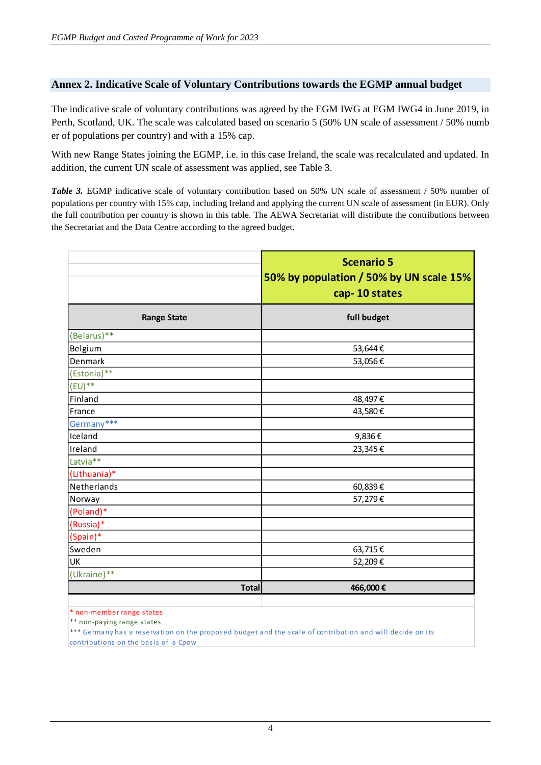## Annex 2. Indicative Scale of Voluntary Contributions towards the EGMP annual budget

The indicative scale of voluntary contributions was agreed by the EGM IWG at EGM IWG4 in June 2019, in Perth, Scotland, UK. The scale was calculated based on scenario 5 (50% UN scale of assessment / 50% number of populations per country) and with a 15% cap.

With new Range States joining the EGMP, i.e. in this case Ireland, the scale was recalculated and updated. In addition, the current UN scale of assessment was applied, see Table 3.

***Table 3.*** EGMP indicative scale of voluntary contribution based on 50% UN scale of assessment / 50% number of populations per country with 15% cap, including Ireland and applying the current UN scale of assessment (in EUR). Only the full contribution per country is shown in this table. The AEWA Secretariat will distribute the contributions between the Secretariat and the Data Centre according to the agreed budget.

| | Scenario 5 50% by population / 50% by UN scale 15% cap- 10 states |
|---|---|
| **Range State** | **full budget** |
| (Belarus)** | |
| Belgium | 53,644 € |
| Denmark | 53,056 € |
| (Estonia)** | |
| (EU)** | |
| Finland | 48,497 € |
| France | 43,580 € |
| Germany*** | |
| Iceland | 9,836 € |
| Ireland | 23,345 € |
| Latvia** | |
| (Lithuania)* | |
| Netherlands | 60,839 € |
| Norway | 57,279 € |
| (Poland)* | |
| (Russia)* | |
| (Spain)* | |
| Sweden | 63,715 € |
| UK | 52,209 € |
| (Ukraine)** | |
| **Total** | **466,000 €** |

\* non-member range states
** non-paying range states
*** Germany has a reservation on the proposed budget and the scale of contribution and will decide on its contributions on the basis of a Cpow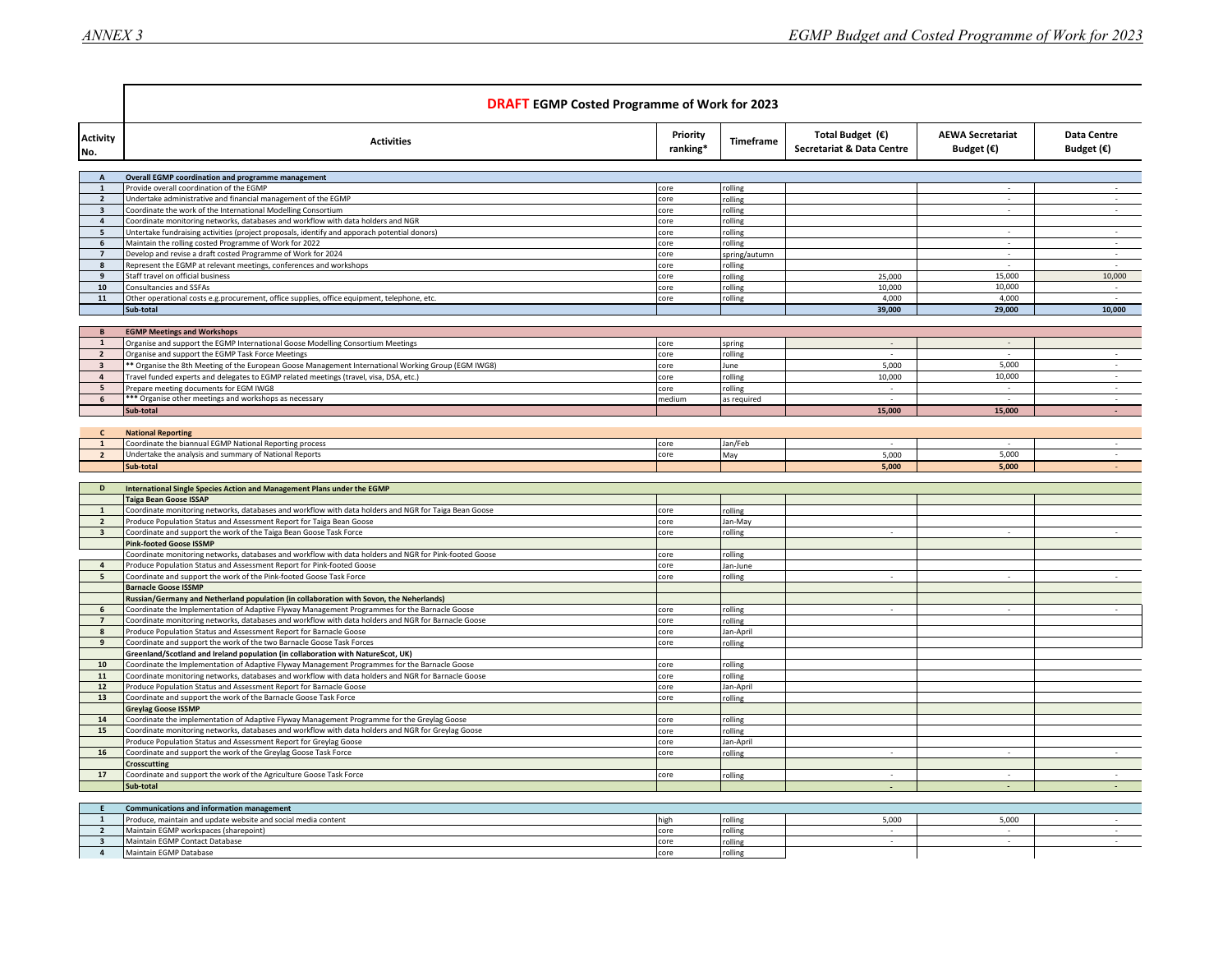## DRAFT EGMP Costed Programme of Work for 2023

| Activity No. | Activities | Priority ranking* | Timeframe | Total Budget (€) Secretariat & Data Centre | AEWA Secretariat Budget (€) | Data Centre Budget (€) |
|---|---|---|---|---|---|---|
| **A** | **Overall EGMP coordination and programme management** | | | | | |
| 1 | Provide overall coordination of the EGMP | core | rolling | | - | - |
| 2 | Undertake administrative and financial management of the EGMP | core | rolling | | - | - |
| 3 | Coordinate the work of the International Modelling Consortium | core | rolling | | - | - |
| 4 | Coordinate monitoring networks, databases and workflow with data holders and NGR | core | rolling | | | |
| 5 | Untertake fundraising activities (project proposals, identify and apporach potential donors) | core | rolling | | - | - |
| 6 | Maintain the rolling costed Programme of Work for 2022 | core | rolling | | - | - |
| 7 | Develop and revise a draft costed Programme of Work for 2024 | core | spring/autumn | | - | - |
| 8 | Represent the EGMP at relevant meetings, conferences and workshops | core | rolling | | - | - |
| 9 | Staff travel on official business | core | rolling | 25,000 | 15,000 | 10,000 |
| 10 | Consultancies and SSFAs | core | rolling | 10,000 | 10,000 | - |
| 11 | Other operational costs e.g.procurement, office supplies, office equipment, telephone, etc. | core | rolling | 4,000 | 4,000 | - |
| | **Sub-total** | | | **39,000** | **29,000** | **10,000** |
| **B** | **EGMP Meetings and Workshops** | | | | | |
| 1 | Organise and support the EGMP International Goose Modelling Consortium Meetings | core | spring | - | - | |
| 2 | Organise and support the EGMP Task Force Meetings | core | rolling | - | - | - |
| 3 | ** Organise the 8th Meeting of the European Goose Management International Working Group (EGM IWG8) | core | June | 5,000 | 5,000 | - |
| 4 | Travel funded experts and delegates to EGMP related meetings (travel, visa, DSA, etc.) | core | rolling | 10,000 | 10,000 | - |
| 5 | Prepare meeting documents for EGM IWG8 | core | rolling | - | - | - |
| 6 | *** Organise other meetings and workshops as necessary | medium | as required | - | - | - |
| | **Sub-total** | | | **15,000** | **15,000** | **-** |
| **C** | **National Reporting** | | | | | |
| 1 | Coordinate the biannual EGMP National Reporting process | core | Jan/Feb | - | - | - |
| 2 | Undertake the analysis and summary of National Reports | core | May | 5,000 | 5,000 | - |
| | **Sub-total** | | | **5,000** | **5,000** | **-** |
| **D** | **International Single Species Action and Management Plans under the EGMP** | | | | | |
| | **Taiga Bean Goose ISSAP** | | | | | |
| 1 | Coordinate monitoring networks, databases and workflow with data holders and NGR for Taiga Bean Goose | core | rolling | | | |
| 2 | Produce Population Status and Assessment Report for Taiga Bean Goose | core | Jan-May | | | |
| 3 | Coordinate and support the work of the Taiga Bean Goose Task Force | core | rolling | - | - | - |
| | **Pink-footed Goose ISSMP** | | | | | |
| | Coordinate monitoring networks, databases and workflow with data holders and NGR for Pink-footed Goose | core | rolling | | | |
| 4 | Produce Population Status and Assessment Report for Pink-footed Goose | core | Jan-June | | | |
| 5 | Coordinate and support the work of the Pink-footed Goose Task Force | core | rolling | - | - | - |
| | **Barnacle Goose ISSMP** | | | | | |
| | **Russian/Germany and Netherland population (in collaboration with Sovon, the Neherlands)** | | | | | |
| 6 | Coordinate the Implementation of Adaptive Flyway Management Programmes for the Barnacle Goose | core | rolling | - | - | - |
| 7 | Coordinate monitoring networks, databases and workflow with data holders and NGR for Barnacle Goose | core | rolling | | | |
| 8 | Produce Population Status and Assessment Report for Barnacle Goose | core | Jan-April | | | |
| 9 | Coordinate and support the work of the two Barnacle Goose Task Forces | core | rolling | | | |
| | **Greenland/Scotland and Ireland population (in collaboration with NatureScot, UK)** | | | | | |
| 10 | Coordinate the Implementation of Adaptive Flyway Management Programmes for the Barnacle Goose | core | rolling | | | |
| 11 | Coordinate monitoring networks, databases and workflow with data holders and NGR for Barnacle Goose | core | rolling | | | |
| 12 | Produce Population Status and Assessment Report for Barnacle Goose | core | Jan-April | | | |
| 13 | Coordinate and support the work of the Barnacle Goose Task Force | core | rolling | | | |
| | **Greylag Goose ISSMP** | | | | | |
| 14 | Coordinate the implementation of Adaptive Flyway Management Programme for the Greylag Goose | core | rolling | | | |
| 15 | Coordinate monitoring networks, databases and workflow with data holders and NGR for Greylag Goose | core | rolling | | | |
| | Produce Population Status and Assessment Report for Greylag Goose | core | Jan-April | | | |
| 16 | Coordinate and support the work of the Greylag Goose Task Force | core | rolling | - | - | - |
| | **Crosscutting** | | | | | |
| 17 | Coordinate and support the work of the Agriculture Goose Task Force | core | rolling | - | - | - |
| | **Sub-total** | | | **-** | **-** | **-** |
| **E** | **Communications and information management** | | | | | |
| 1 | Produce, maintain and update website and social media content | high | rolling | 5,000 | 5,000 | - |
| 2 | Maintain EGMP workspaces (sharepoint) | core | rolling | - | - | - |
| 3 | Maintain EGMP Contact Database | core | rolling | - | - | - |
| 4 | Maintain EGMP Database | core | rolling | | | |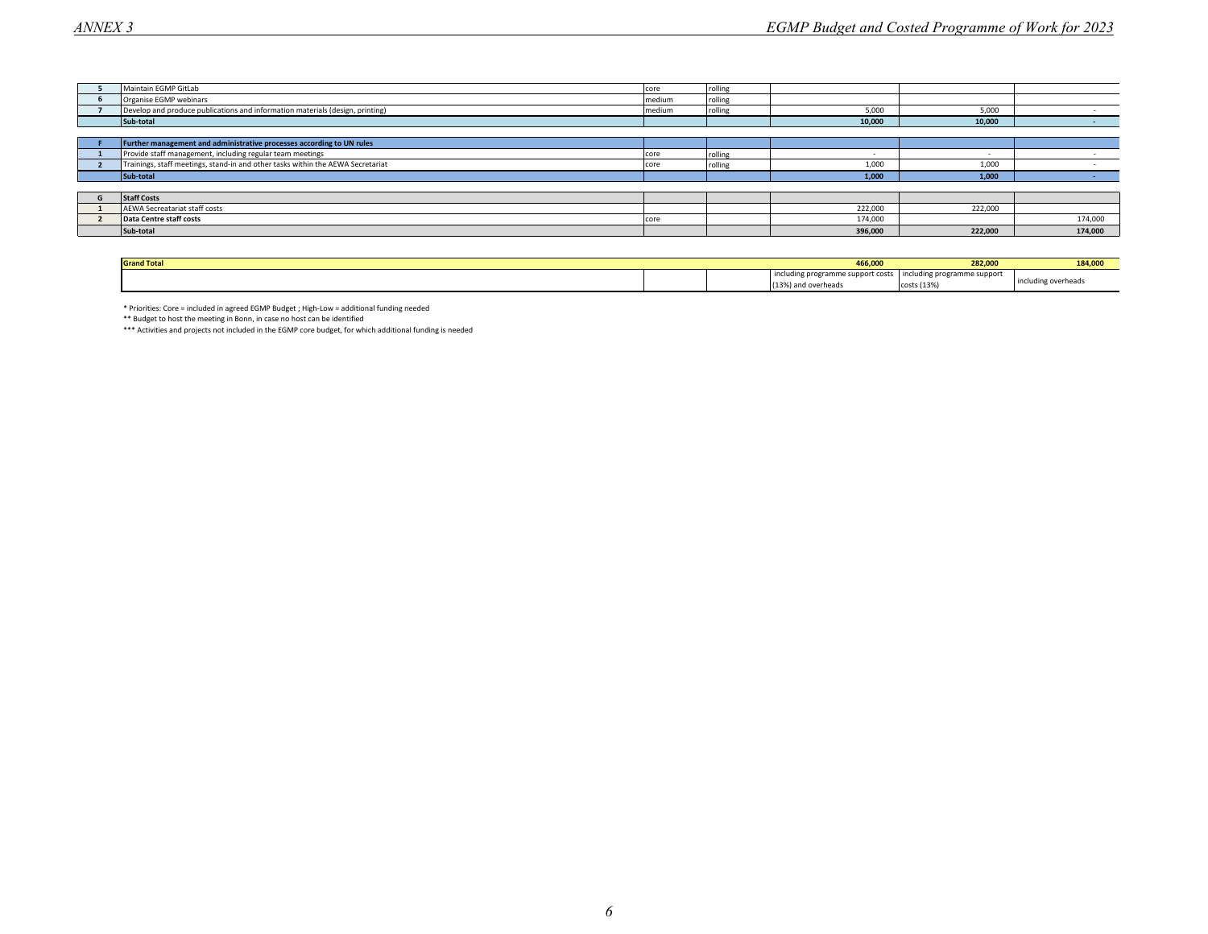| | | | | | | |
|---|---|---|---|---|---|---|
| 5 | Maintain EGMP GitLab | core | rolling | | | |
| 6 | Organise EGMP webinars | medium | rolling | | | |
| 7 | Develop and produce publications and information materials (design, printing) | medium | rolling | 5,000 | 5,000 | - |
| | **Sub-total** | | | **10,000** | **10,000** | **-** |
| | | | | | | |
| **F** | **Further management and administrative processes according to UN rules** | | | | | |
| 1 | Provide staff management, including regular team meetings | core | rolling | - | - | - |
| 2 | Trainings, staff meetings, stand-in and other tasks within the AEWA Secretariat | core | rolling | 1,000 | 1,000 | - |
| | **Sub-total** | | | **1,000** | **1,000** | **-** |
| | | | | | | |
| **G** | **Staff Costs** | | | | | |
| 1 | AEWA Secreatariat staff costs | | | 222,000 | 222,000 | |
| 2 | **Data Centre staff costs** | core | | 174,000 | | 174,000 |
| | **Sub-total** | | | **396,000** | **222,000** | **174,000** |
| | | | | | | |
| | **Grand Total** | | | **466,000** | **282,000** | **184,000** |
| | | | | including programme support costs (13%) and overheads | including programme support costs (13%) | including overheads |

\* Priorities: Core = included in agreed EGMP Budget ; High-Low = additional funding needed

\*\* Budget to host the meeting in Bonn, in case no host can be identified

\*\*\* Activities and projects not included in the EGMP core budget, for which additional funding is needed